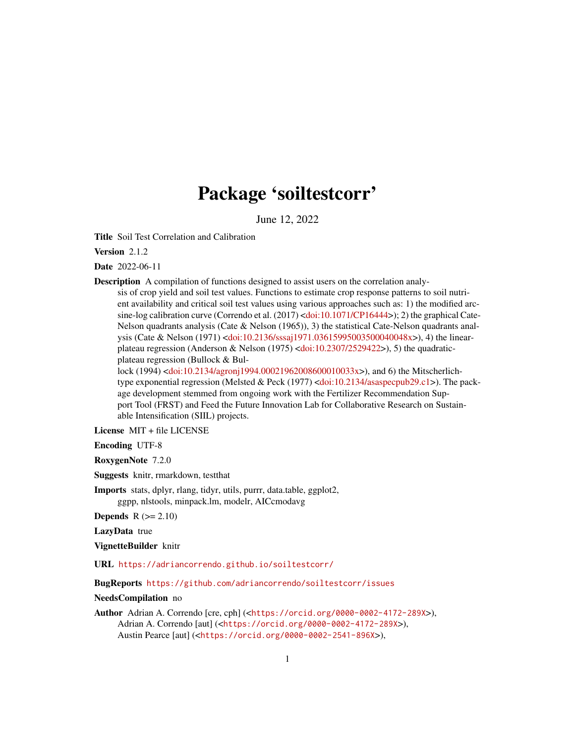# Package 'soiltestcorr'

June 12, 2022

**Title** Soil Test Correlation and Calibration

**Version** 2.1.2

**Date** 2022-06-11

**Description** A compilation of functions designed to assist users on the correlation analysis of crop yield and soil test values. Functions to estimate crop response patterns to soil nutrient availability and critical soil test values using various approaches such as: 1) the modified arcsine-log calibration curve (Correndo et al. (2017) <doi:10.1071/CP16444>); 2) the graphical Cate-Nelson quadrants analysis (Cate & Nelson (1965)), 3) the statistical Cate-Nelson quadrants analysis (Cate & Nelson (1971) <doi:10.2136/sssaj1971.03615995003500040048x>), 4) the linear-plateau regression (Anderson & Nelson (1975) <doi:10.2307/2529422>), 5) the quadratic-plateau regression (Bullock & Bullock (1994) <doi:10.2134/agronj1994.00021962008600010033x>), and 6) the Mitscherlich-type exponential regression (Melsted & Peck (1977) <doi:10.2134/asaspecpub29.c1>). The package development stemmed from ongoing work with the Fertilizer Recommendation Support Tool (FRST) and Feed the Future Innovation Lab for Collaborative Research on Sustainable Intensification (SIIL) projects.

**License** MIT + file LICENSE

**Encoding** UTF-8

**RoxygenNote** 7.2.0

**Suggests** knitr, rmarkdown, testthat

**Imports** stats, dplyr, rlang, tidyr, utils, purrr, data.table, ggplot2, ggpp, nlstools, minpack.lm, modelr, AICcmodavg

**Depends** R (>= 2.10)

**LazyData** true

**VignetteBuilder** knitr

**URL** https://adriancorrendo.github.io/soiltestcorr/

**BugReports** https://github.com/adriancorrendo/soiltestcorr/issues

**NeedsCompilation** no

**Author** Adrian A. Correndo [cre, cph] (<https://orcid.org/0000-0002-4172-289X>),
Adrian A. Correndo [aut] (<https://orcid.org/0000-0002-4172-289X>),
Austin Pearce [aut] (<https://orcid.org/0000-0002-2541-896X>),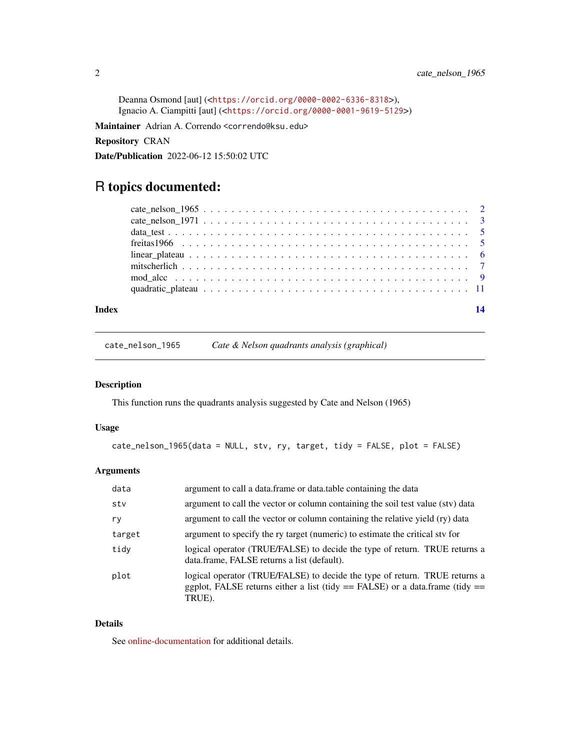Deanna Osmond [aut] (<https://orcid.org/0000-0002-6336-8318>),
Ignacio A. Ciampitti [aut] (<https://orcid.org/0000-0001-9619-5129>)

**Maintainer** Adrian A. Correndo <correndo@ksu.edu>

**Repository** CRAN

**Date/Publication** 2022-06-12 15:50:02 UTC

# R topics documented:

- cate_nelson_1965 . . . . . . . . . . . . . . . . . . . . . . . . . . . . . . . . . . . . 2
- cate_nelson_1971 . . . . . . . . . . . . . . . . . . . . . . . . . . . . . . . . . . . . 3
- data_test . . . . . . . . . . . . . . . . . . . . . . . . . . . . . . . . . . . . . . . . . 5
- freitas1966 . . . . . . . . . . . . . . . . . . . . . . . . . . . . . . . . . . . . . . . 5
- linear_plateau . . . . . . . . . . . . . . . . . . . . . . . . . . . . . . . . . . . . . 6
- mitscherlich . . . . . . . . . . . . . . . . . . . . . . . . . . . . . . . . . . . . . . 7
- mod_alcc . . . . . . . . . . . . . . . . . . . . . . . . . . . . . . . . . . . . . . . . 9
- quadratic_plateau . . . . . . . . . . . . . . . . . . . . . . . . . . . . . . . . . . . 11

**Index** 14

---

## cate_nelson_1965 — *Cate & Nelson quadrants analysis (graphical)*

### Description

This function runs the quadrants analysis suggested by Cate and Nelson (1965)

### Usage

```
cate_nelson_1965(data = NULL, stv, ry, target, tidy = FALSE, plot = FALSE)
```

### Arguments

| | |
|---|---|
| data | argument to call a data.frame or data.table containing the data |
| stv | argument to call the vector or column containing the soil test value (stv) data |
| ry | argument to call the vector or column containing the relative yield (ry) data |
| target | argument to specify the ry target (numeric) to estimate the critical stv for |
| tidy | logical operator (TRUE/FALSE) to decide the type of return. TRUE returns a data.frame, FALSE returns a list (default). |
| plot | logical operator (TRUE/FALSE) to decide the type of return. TRUE returns a ggplot, FALSE returns either a list (tidy == FALSE) or a data.frame (tidy == TRUE). |

### Details

See online-documentation for additional details.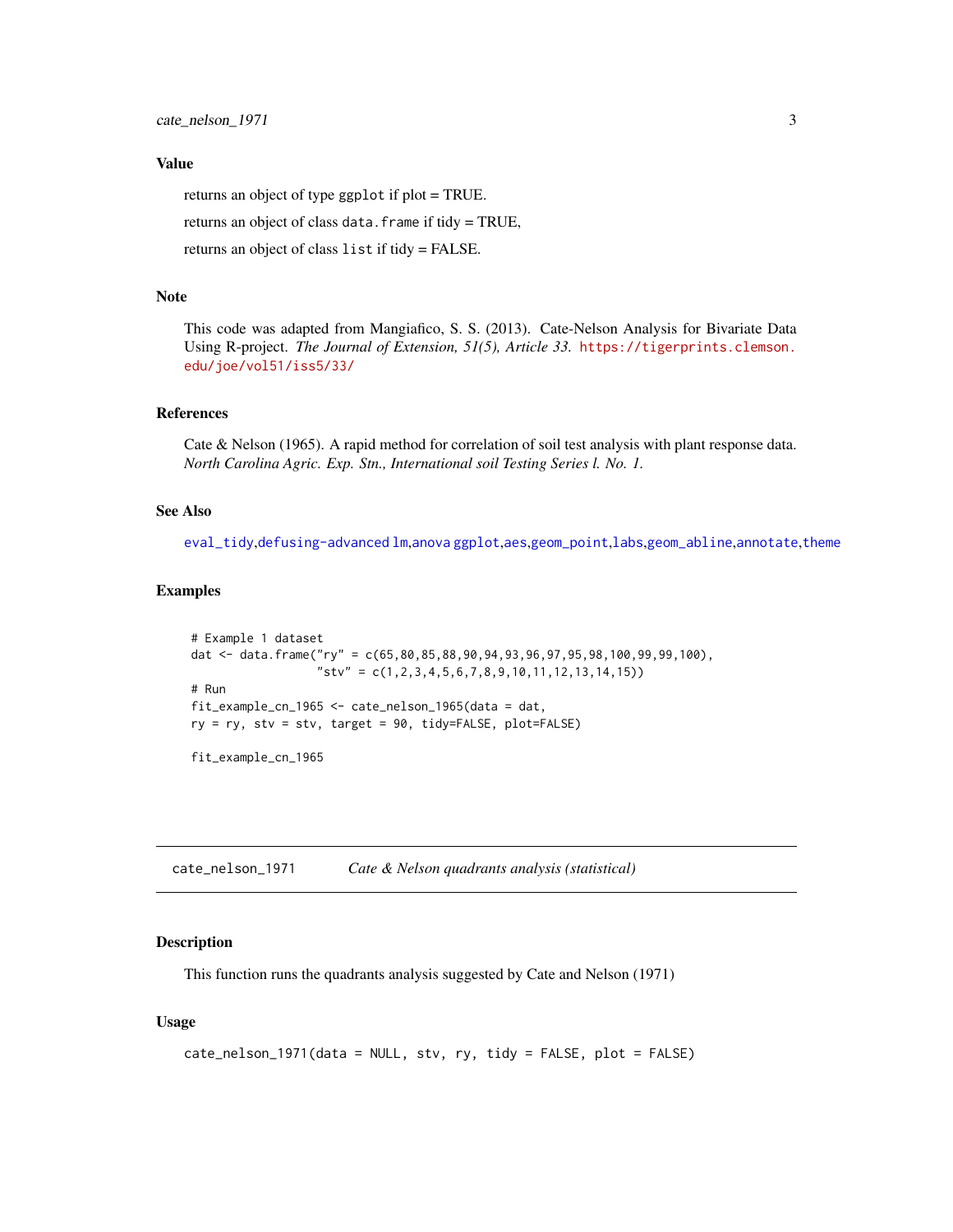### Value

returns an object of type `ggplot` if plot = TRUE.

returns an object of class `data.frame` if tidy = TRUE,

returns an object of class `list` if tidy = FALSE.

### Note

This code was adapted from Mangiafico, S. S. (2013). Cate-Nelson Analysis for Bivariate Data Using R-project. *The Journal of Extension, 51(5), Article 33.* https://tigerprints.clemson.edu/joe/vol51/iss5/33/

### References

Cate & Nelson (1965). A rapid method for correlation of soil test analysis with plant response data. *North Carolina Agric. Exp. Stn., International soil Testing Series l. No. 1.*

### See Also

`eval_tidy`,`defusing-advanced` `lm`,`anova` `ggplot`,`aes`,`geom_point`,`labs`,`geom_abline`,`annotate`,`theme`

### Examples

```
# Example 1 dataset
dat <- data.frame("ry" = c(65,80,85,88,90,94,93,96,97,95,98,100,99,99,100),
                  "stv" = c(1,2,3,4,5,6,7,8,9,10,11,12,13,14,15))
# Run
fit_example_cn_1965 <- cate_nelson_1965(data = dat,
ry = ry, stv = stv, target = 90, tidy=FALSE, plot=FALSE)

fit_example_cn_1965
```

---

## cate_nelson_1971 — *Cate & Nelson quadrants analysis (statistical)*

### Description

This function runs the quadrants analysis suggested by Cate and Nelson (1971)

### Usage

```
cate_nelson_1971(data = NULL, stv, ry, tidy = FALSE, plot = FALSE)
```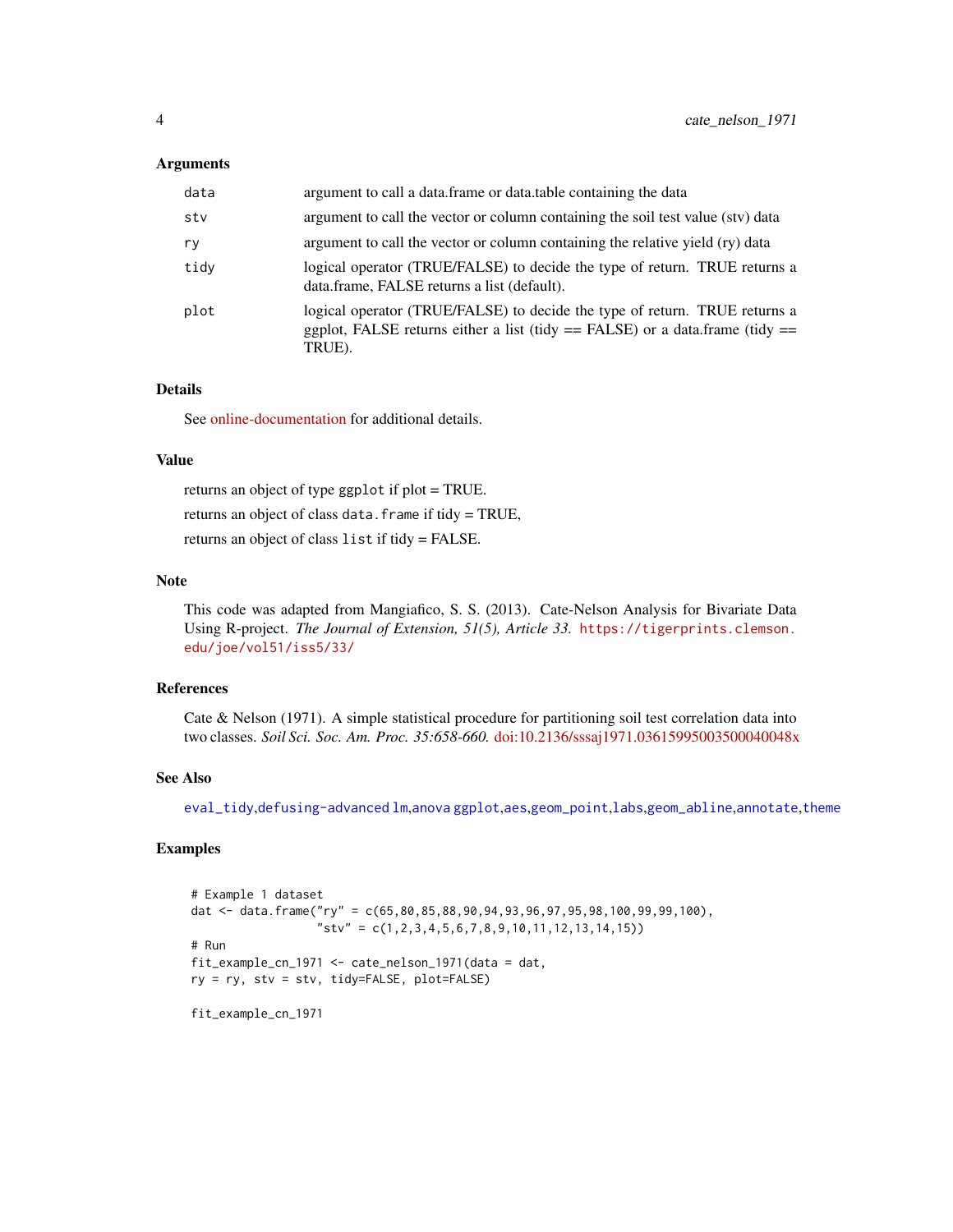### Arguments

| | |
|---|---|
| `data` | argument to call a data.frame or data.table containing the data |
| `stv` | argument to call the vector or column containing the soil test value (stv) data |
| `ry` | argument to call the vector or column containing the relative yield (ry) data |
| `tidy` | logical operator (TRUE/FALSE) to decide the type of return. TRUE returns a data.frame, FALSE returns a list (default). |
| `plot` | logical operator (TRUE/FALSE) to decide the type of return. TRUE returns a ggplot, FALSE returns either a list (tidy == FALSE) or a data.frame (tidy == TRUE). |

### Details

See online-documentation for additional details.

### Value

returns an object of type `ggplot` if plot = TRUE.

returns an object of class `data.frame` if tidy = TRUE,

returns an object of class `list` if tidy = FALSE.

### Note

This code was adapted from Mangiafico, S. S. (2013). Cate-Nelson Analysis for Bivariate Data Using R-project. *The Journal of Extension, 51(5), Article 33.* `https://tigerprints.clemson.edu/joe/vol51/iss5/33/`

### References

Cate & Nelson (1971). A simple statistical procedure for partitioning soil test correlation data into two classes. *Soil Sci. Soc. Am. Proc. 35:658-660.* doi:10.2136/sssaj1971.03615995003500040048x

### See Also

`eval_tidy`,`defusing-advanced` `lm`,`anova` `ggplot`,`aes`,`geom_point`,`labs`,`geom_abline`,`annotate`,`theme`

### Examples

```
# Example 1 dataset
dat <- data.frame("ry" = c(65,80,85,88,90,94,93,96,97,95,98,100,99,99,100),
                  "stv" = c(1,2,3,4,5,6,7,8,9,10,11,12,13,14,15))
# Run
fit_example_cn_1971 <- cate_nelson_1971(data = dat,
ry = ry, stv = stv, tidy=FALSE, plot=FALSE)

fit_example_cn_1971
```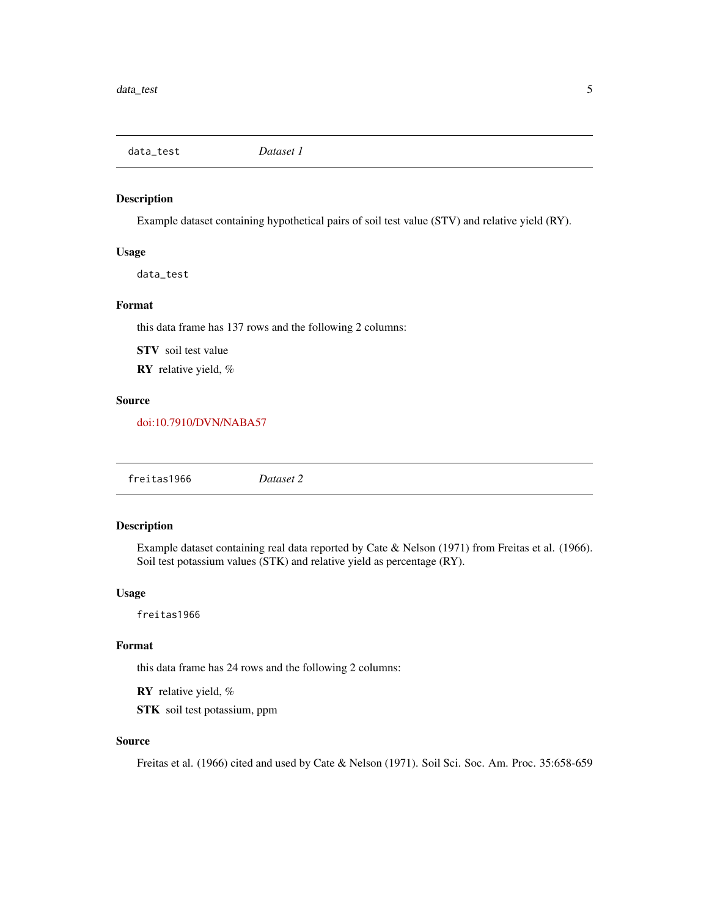## data_test *Dataset 1*

### Description

Example dataset containing hypothetical pairs of soil test value (STV) and relative yield (RY).

### Usage

```
data_test
```

### Format

this data frame has 137 rows and the following 2 columns:

**STV** soil test value

**RY** relative yield, %

### Source

doi:10.7910/DVN/NABA57

## freitas1966 *Dataset 2*

### Description

Example dataset containing real data reported by Cate & Nelson (1971) from Freitas et al. (1966). Soil test potassium values (STK) and relative yield as percentage (RY).

### Usage

```
freitas1966
```

### Format

this data frame has 24 rows and the following 2 columns:

**RY** relative yield, %

**STK** soil test potassium, ppm

### Source

Freitas et al. (1966) cited and used by Cate & Nelson (1971). Soil Sci. Soc. Am. Proc. 35:658-659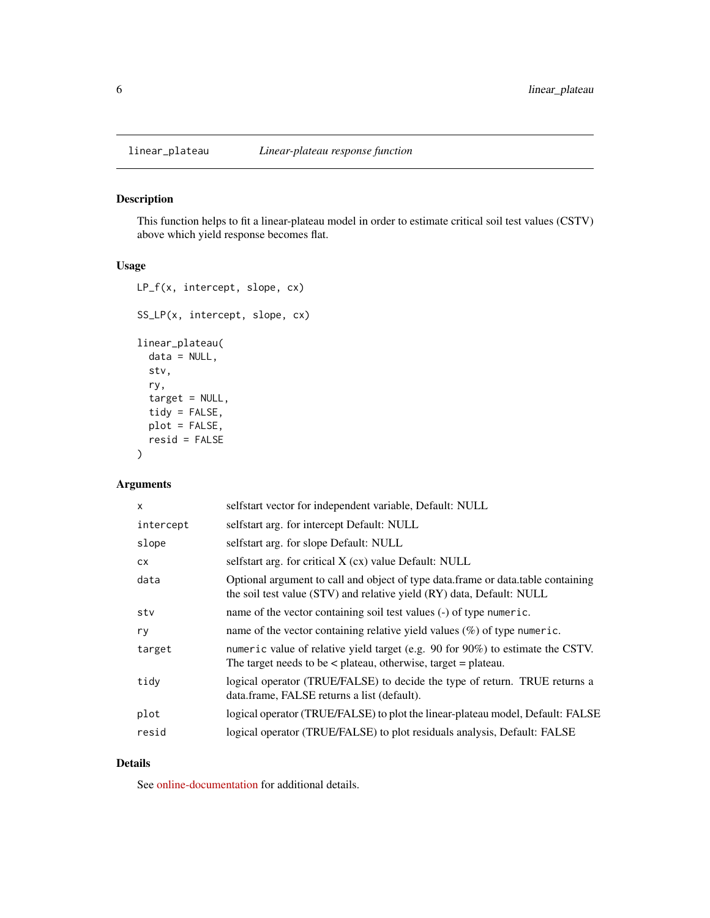`linear_plateau` *Linear-plateau response function*

## Description

This function helps to fit a linear-plateau model in order to estimate critical soil test values (CSTV) above which yield response becomes flat.

## Usage

```
LP_f(x, intercept, slope, cx)

SS_LP(x, intercept, slope, cx)

linear_plateau(
  data = NULL,
  stv,
  ry,
  target = NULL,
  tidy = FALSE,
  plot = FALSE,
  resid = FALSE
)
```

## Arguments

| | |
|---|---|
| `x` | selfstart vector for independent variable, Default: NULL |
| `intercept` | selfstart arg. for intercept Default: NULL |
| `slope` | selfstart arg. for slope Default: NULL |
| `cx` | selfstart arg. for critical X (cx) value Default: NULL |
| `data` | Optional argument to call and object of type data.frame or data.table containing the soil test value (STV) and relative yield (RY) data, Default: NULL |
| `stv` | name of the vector containing soil test values (-) of type `numeric`. |
| `ry` | name of the vector containing relative yield values (%) of type `numeric`. |
| `target` | `numeric` value of relative yield target (e.g. 90 for 90%) to estimate the CSTV. The target needs to be < plateau, otherwise, target = plateau. |
| `tidy` | logical operator (TRUE/FALSE) to decide the type of return. TRUE returns a data.frame, FALSE returns a list (default). |
| `plot` | logical operator (TRUE/FALSE) to plot the linear-plateau model, Default: FALSE |
| `resid` | logical operator (TRUE/FALSE) to plot residuals analysis, Default: FALSE |

## Details

See online-documentation for additional details.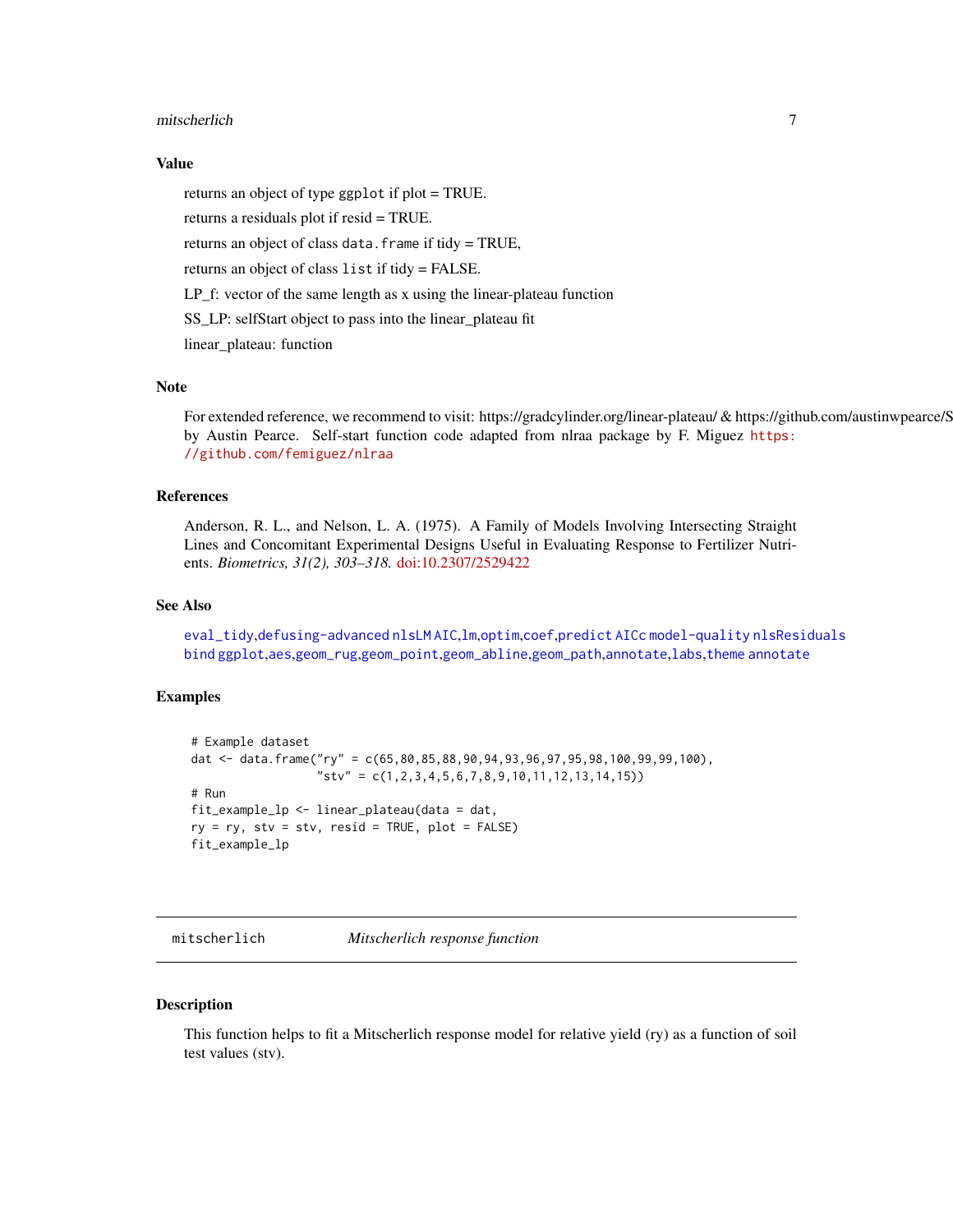### Value

returns an object of type ggplot if plot = TRUE.

returns a residuals plot if resid = TRUE.

returns an object of class data.frame if tidy = TRUE,

returns an object of class list if tidy = FALSE.

LP_f: vector of the same length as x using the linear-plateau function

SS_LP: selfStart object to pass into the linear_plateau fit

linear_plateau: function

### Note

For extended reference, we recommend to visit: https://gradcylinder.org/linear-plateau/ & https://github.com/austinwpearce/S by Austin Pearce. Self-start function code adapted from nlraa package by F. Miguez https://github.com/femiguez/nlraa

### References

Anderson, R. L., and Nelson, L. A. (1975). A Family of Models Involving Intersecting Straight Lines and Concomitant Experimental Designs Useful in Evaluating Response to Fertilizer Nutrients. *Biometrics, 31(2), 303–318.* doi:10.2307/2529422

### See Also

eval_tidy,defusing-advanced nlsLM AIC,lm,optim,coef,predict AICc model-quality nlsResiduals bind ggplot,aes,geom_rug,geom_point,geom_abline,geom_path,annotate,labs,theme annotate

### Examples

```
# Example dataset
dat <- data.frame("ry" = c(65,80,85,88,90,94,93,96,97,95,98,100,99,99,100),
                  "stv" = c(1,2,3,4,5,6,7,8,9,10,11,12,13,14,15))
# Run
fit_example_lp <- linear_plateau(data = dat,
ry = ry, stv = stv, resid = TRUE, plot = FALSE)
fit_example_lp
```

---

## mitscherlich *Mitscherlich response function*

### Description

This function helps to fit a Mitscherlich response model for relative yield (ry) as a function of soil test values (stv).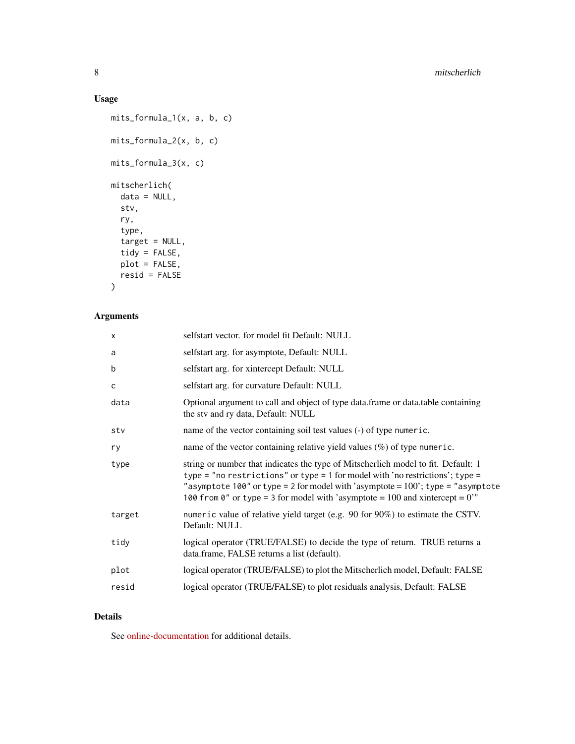## Usage

```
mits_formula_1(x, a, b, c)

mits_formula_2(x, b, c)

mits_formula_3(x, c)

mitscherlich(
  data = NULL,
  stv,
  ry,
  type,
  target = NULL,
  tidy = FALSE,
  plot = FALSE,
  resid = FALSE
)
```

## Arguments

| | |
|---|---|
| `x` | selfstart vector. for model fit Default: NULL |
| `a` | selfstart arg. for asymptote, Default: NULL |
| `b` | selfstart arg. for xintercept Default: NULL |
| `c` | selfstart arg. for curvature Default: NULL |
| `data` | Optional argument to call and object of type data.frame or data.table containing the stv and ry data, Default: NULL |
| `stv` | name of the vector containing soil test values (-) of type `numeric`. |
| `ry` | name of the vector containing relative yield values (%) of type `numeric`. |
| `type` | string or number that indicates the type of Mitscherlich model to fit. Default: 1 `type = "no restrictions"` or `type = 1` for model with 'no restrictions'; `type = "asymptote 100"` or `type = 2` for model with 'asymptote = 100'; `type = "asymptote 100 from 0"` or `type = 3` for model with 'asymptote = 100 and xintercept = 0'" |
| `target` | `numeric` value of relative yield target (e.g. 90 for 90%) to estimate the CSTV. Default: NULL |
| `tidy` | logical operator (TRUE/FALSE) to decide the type of return. TRUE returns a data.frame, FALSE returns a list (default). |
| `plot` | logical operator (TRUE/FALSE) to plot the Mitscherlich model, Default: FALSE |
| `resid` | logical operator (TRUE/FALSE) to plot residuals analysis, Default: FALSE |

## Details

See online-documentation for additional details.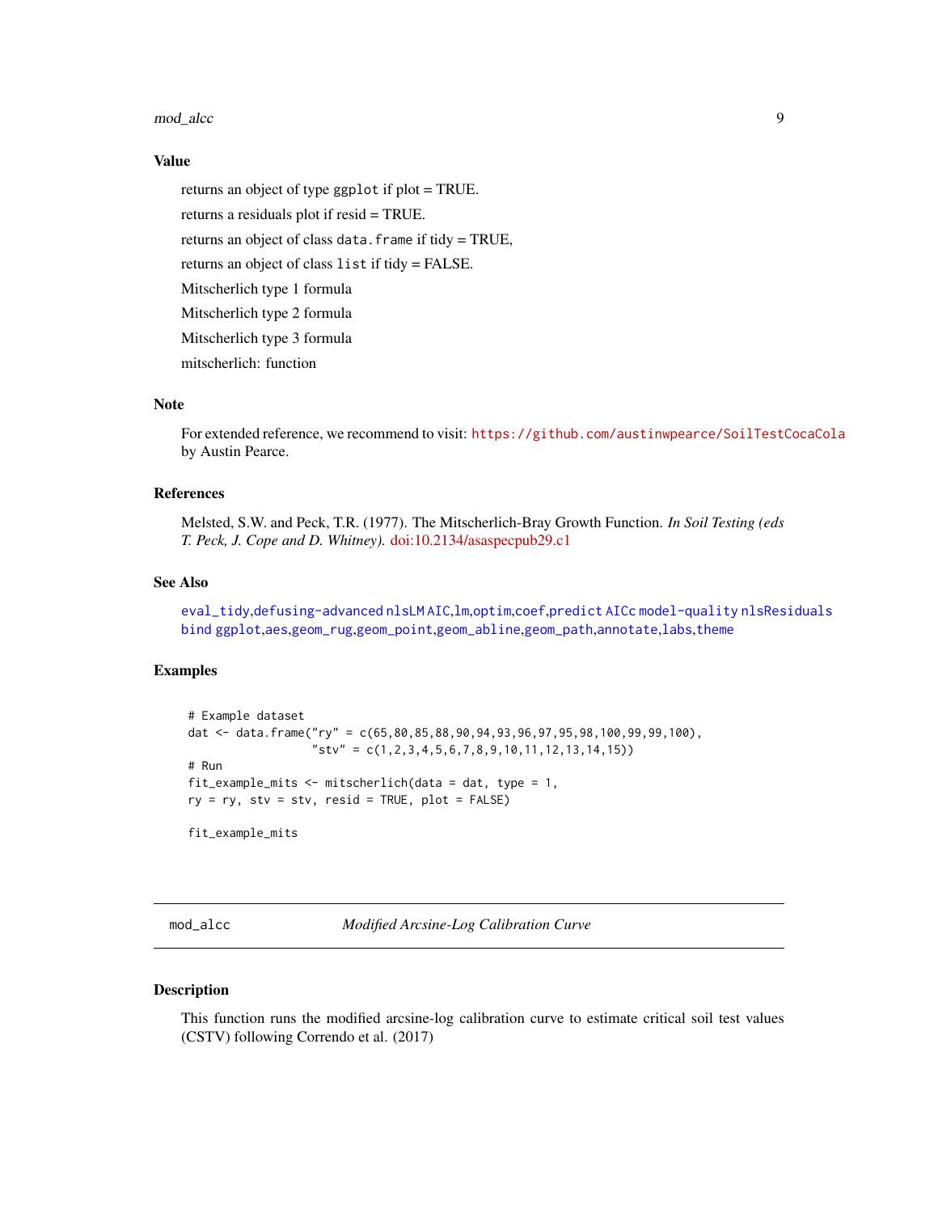## Value

returns an object of type `ggplot` if plot = TRUE.

returns a residuals plot if resid = TRUE.

returns an object of class `data.frame` if tidy = TRUE,

returns an object of class `list` if tidy = FALSE.

Mitscherlich type 1 formula

Mitscherlich type 2 formula

Mitscherlich type 3 formula

mitscherlich: function

## Note

For extended reference, we recommend to visit: https://github.com/austinwpearce/SoilTestCocaCola by Austin Pearce.

## References

Melsted, S.W. and Peck, T.R. (1977). The Mitscherlich-Bray Growth Function. *In Soil Testing (eds T. Peck, J. Cope and D. Whitney).* doi:10.2134/asaspecpub29.c1

## See Also

eval_tidy,defusing-advanced nlsLM AIC,lm,optim,coef,predict AICc model-quality nlsResiduals bind ggplot,aes,geom_rug,geom_point,geom_abline,geom_path,annotate,labs,theme

## Examples

```
# Example dataset
dat <- data.frame("ry" = c(65,80,85,88,90,94,93,96,97,95,98,100,99,99,100),
                  "stv" = c(1,2,3,4,5,6,7,8,9,10,11,12,13,14,15))
# Run
fit_example_mits <- mitscherlich(data = dat, type = 1,
ry = ry, stv = stv, resid = TRUE, plot = FALSE)

fit_example_mits
```

---

# mod_alcc *Modified Arcsine-Log Calibration Curve*

## Description

This function runs the modified arcsine-log calibration curve to estimate critical soil test values (CSTV) following Correndo et al. (2017)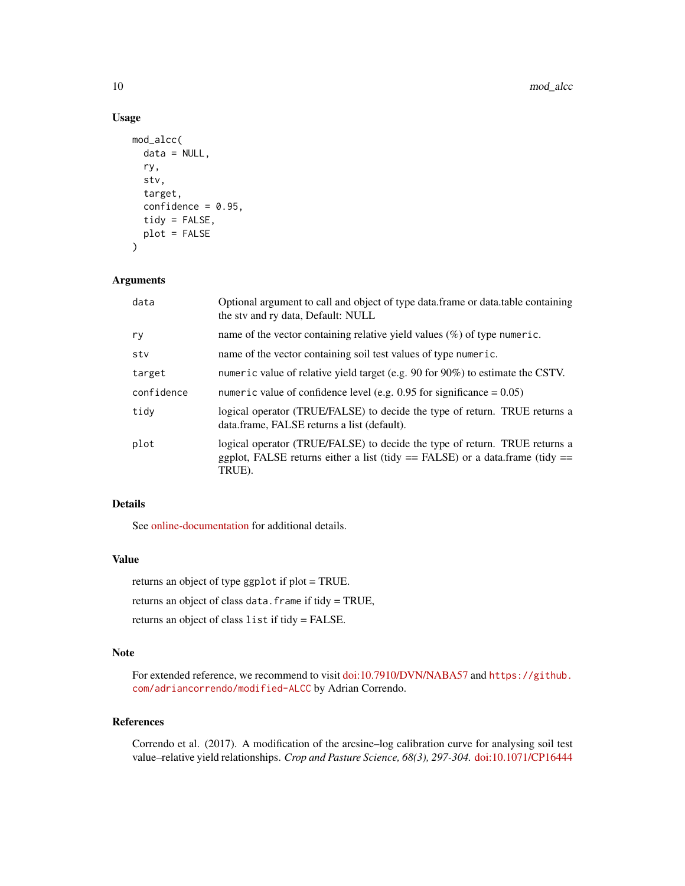### Usage

```
mod_alcc(
  data = NULL,
  ry,
  stv,
  target,
  confidence = 0.95,
  tidy = FALSE,
  plot = FALSE
)
```

### Arguments

| | |
|---|---|
| `data` | Optional argument to call and object of type data.frame or data.table containing the stv and ry data, Default: NULL |
| `ry` | name of the vector containing relative yield values (%) of type `numeric`. |
| `stv` | name of the vector containing soil test values of type `numeric`. |
| `target` | `numeric` value of relative yield target (e.g. 90 for 90%) to estimate the CSTV. |
| `confidence` | `numeric` value of confidence level (e.g. 0.95 for significance = 0.05) |
| `tidy` | logical operator (TRUE/FALSE) to decide the type of return. TRUE returns a data.frame, FALSE returns a list (default). |
| `plot` | logical operator (TRUE/FALSE) to decide the type of return. TRUE returns a ggplot, FALSE returns either a list (tidy == FALSE) or a data.frame (tidy == TRUE). |

### Details

See online-documentation for additional details.

### Value

returns an object of type `ggplot` if plot = TRUE.

returns an object of class `data.frame` if tidy = TRUE,

returns an object of class `list` if tidy = FALSE.

### Note

For extended reference, we recommend to visit doi:10.7910/DVN/NABA57 and `https://github.com/adriancorrendo/modified-ALCC` by Adrian Correndo.

### References

Correndo et al. (2017). A modification of the arcsine–log calibration curve for analysing soil test value–relative yield relationships. *Crop and Pasture Science, 68(3), 297-304.* doi:10.1071/CP16444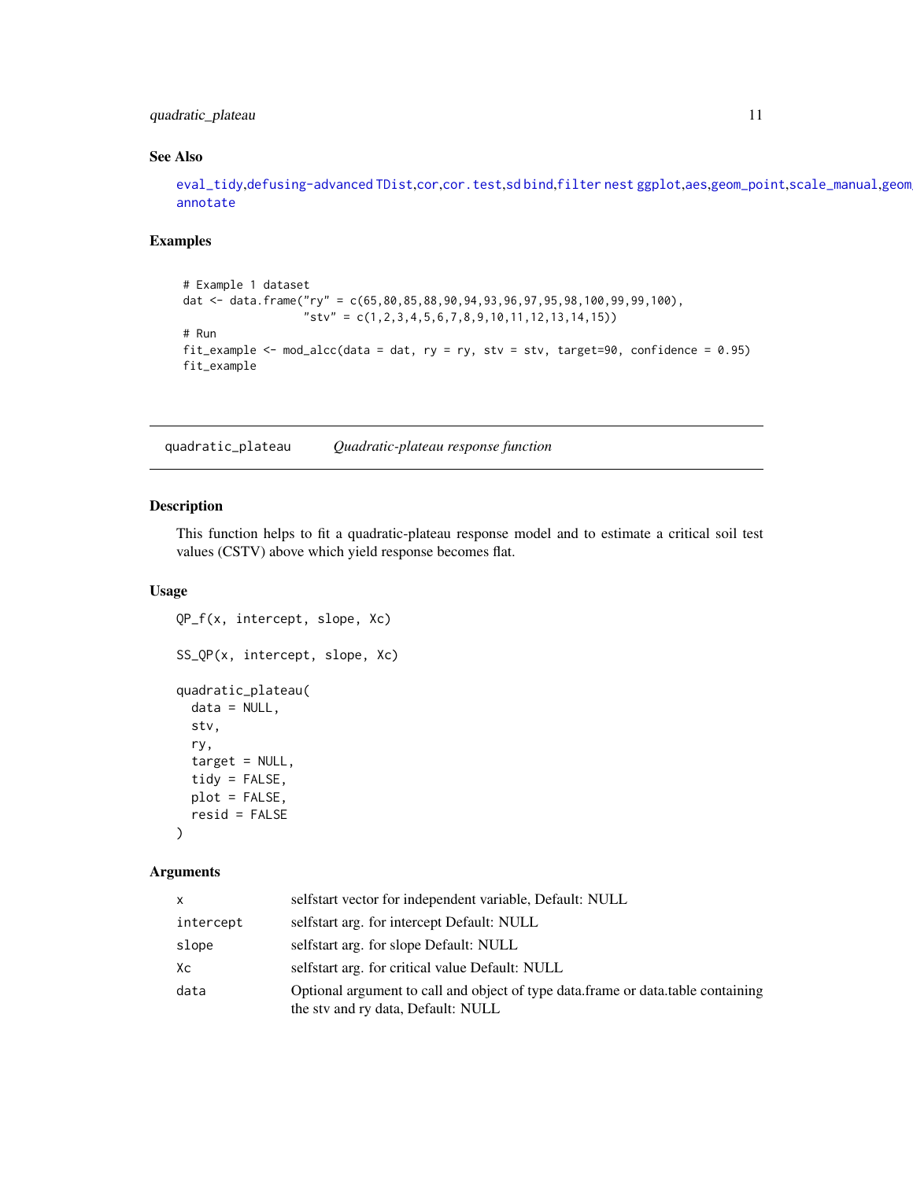## See Also

eval_tidy,defusing-advanced TDist,cor,cor.test,sd bind,filter nest ggplot,aes,geom_point,scale_manual,geom
annotate

## Examples

```
# Example 1 dataset
dat <- data.frame("ry" = c(65,80,85,88,90,94,93,96,97,95,98,100,99,99,100),
                  "stv" = c(1,2,3,4,5,6,7,8,9,10,11,12,13,14,15))
# Run
fit_example <- mod_alcc(data = dat, ry = ry, stv = stv, target=90, confidence = 0.95)
fit_example
```

---

# quadratic_plateau — *Quadratic-plateau response function*

## Description

This function helps to fit a quadratic-plateau response model and to estimate a critical soil test values (CSTV) above which yield response becomes flat.

## Usage

```
QP_f(x, intercept, slope, Xc)

SS_QP(x, intercept, slope, Xc)

quadratic_plateau(
  data = NULL,
  stv,
  ry,
  target = NULL,
  tidy = FALSE,
  plot = FALSE,
  resid = FALSE
)
```

## Arguments

| | |
|---|---|
| x | selfstart vector for independent variable, Default: NULL |
| intercept | selfstart arg. for intercept Default: NULL |
| slope | selfstart arg. for slope Default: NULL |
| Xc | selfstart arg. for critical value Default: NULL |
| data | Optional argument to call and object of type data.frame or data.table containing the stv and ry data, Default: NULL |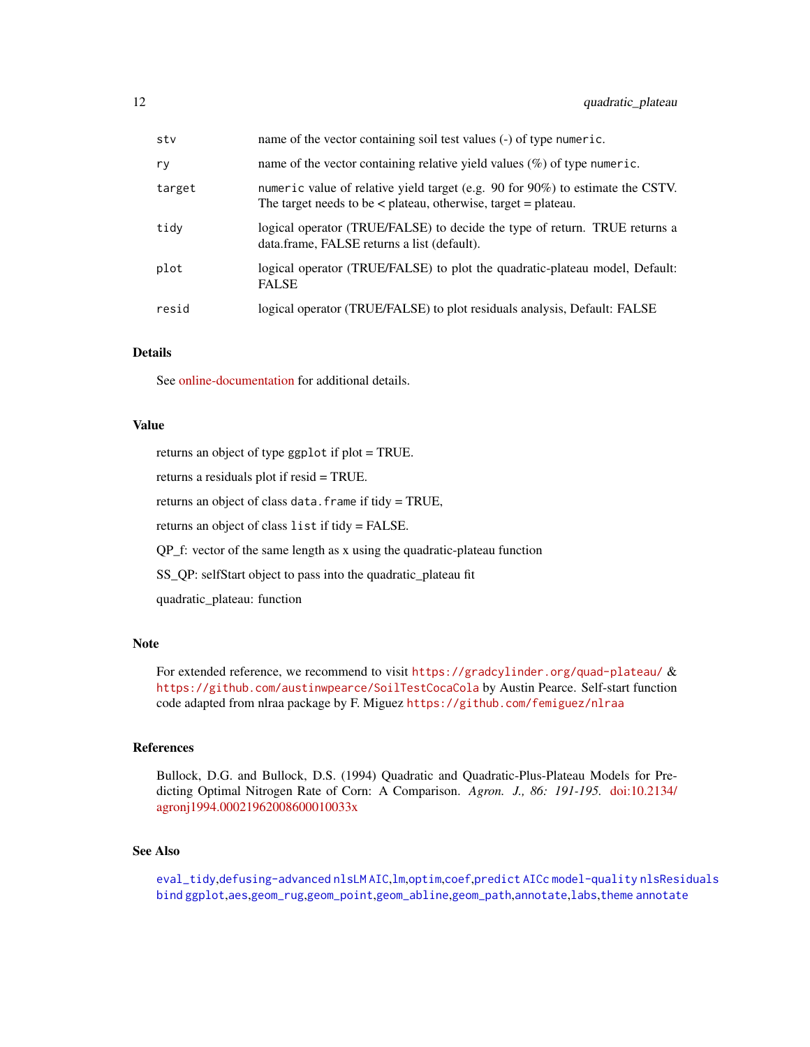| | |
|---|---|
| `stv` | name of the vector containing soil test values (-) of type `numeric`. |
| `ry` | name of the vector containing relative yield values (%) of type `numeric`. |
| `target` | `numeric` value of relative yield target (e.g. 90 for 90%) to estimate the CSTV. The target needs to be < plateau, otherwise, target = plateau. |
| `tidy` | logical operator (TRUE/FALSE) to decide the type of return. TRUE returns a data.frame, FALSE returns a list (default). |
| `plot` | logical operator (TRUE/FALSE) to plot the quadratic-plateau model, Default: FALSE |
| `resid` | logical operator (TRUE/FALSE) to plot residuals analysis, Default: FALSE |

### Details

See online-documentation for additional details.

### Value

returns an object of type `ggplot` if plot = TRUE.

returns a residuals plot if resid = TRUE.

returns an object of class `data.frame` if tidy = TRUE,

returns an object of class `list` if tidy = FALSE.

QP_f: vector of the same length as x using the quadratic-plateau function

SS_QP: selfStart object to pass into the quadratic_plateau fit

quadratic_plateau: function

### Note

For extended reference, we recommend to visit `https://gradcylinder.org/quad-plateau/` & `https://github.com/austinwpearce/SoilTestCocaCola` by Austin Pearce. Self-start function code adapted from nlraa package by F. Miguez `https://github.com/femiguez/nlraa`

### References

Bullock, D.G. and Bullock, D.S. (1994) Quadratic and Quadratic-Plus-Plateau Models for Predicting Optimal Nitrogen Rate of Corn: A Comparison. *Agron. J., 86: 191-195.* doi:10.2134/agronj1994.00021962008600010033x

### See Also

`eval_tidy`,`defusing-advanced` `nlsLM` `AIC`,`lm`,`optim`,`coef`,`predict` `AICc` `model-quality` `nlsResiduals` `bind` `ggplot`,`aes`,`geom_rug`,`geom_point`,`geom_abline`,`geom_path`,`annotate`,`labs`,`theme` `annotate`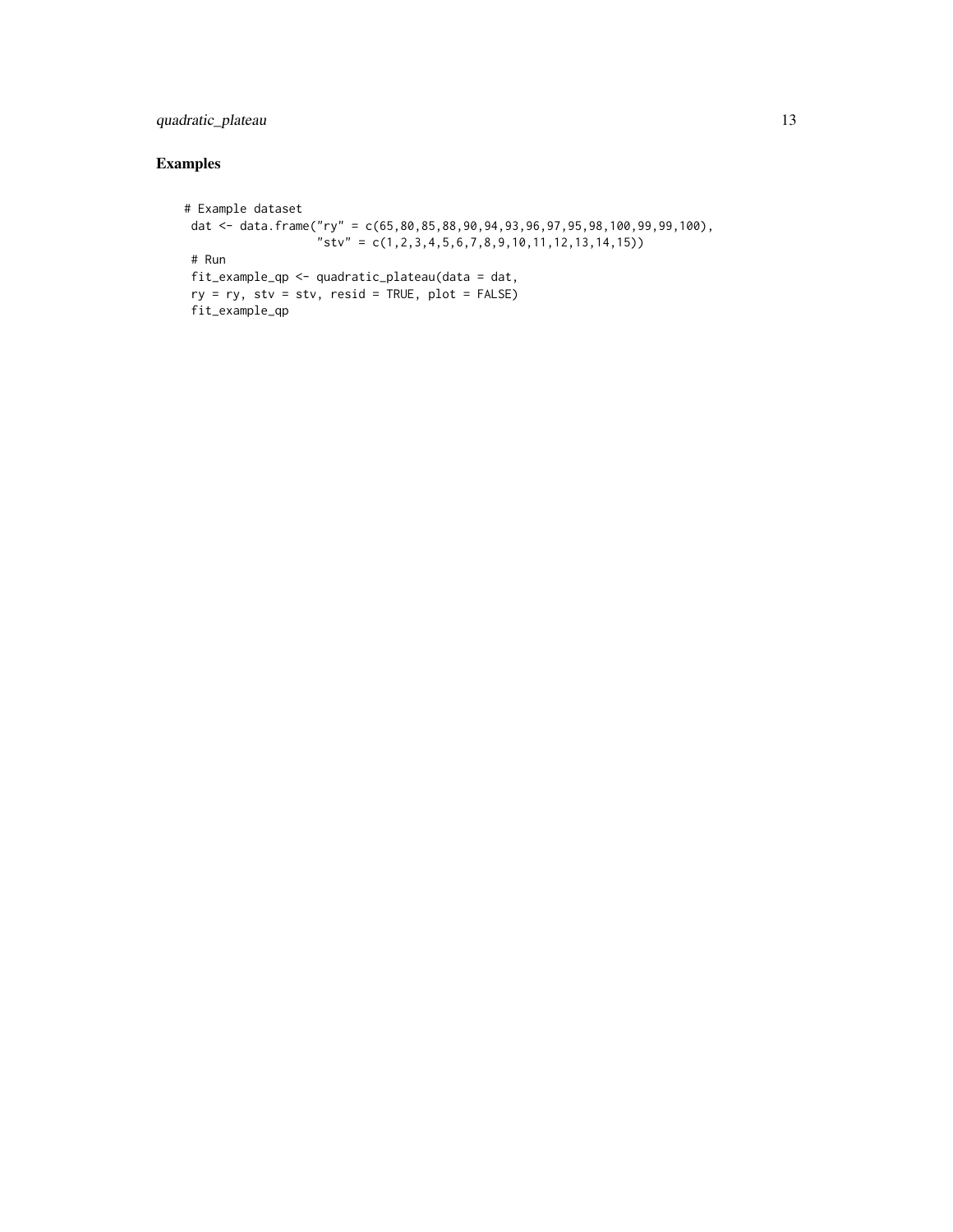## Examples

```
# Example dataset
 dat <- data.frame("ry" = c(65,80,85,88,90,94,93,96,97,95,98,100,99,99,100),
                   "stv" = c(1,2,3,4,5,6,7,8,9,10,11,12,13,14,15))
 # Run
 fit_example_qp <- quadratic_plateau(data = dat,
 ry = ry, stv = stv, resid = TRUE, plot = FALSE)
 fit_example_qp
```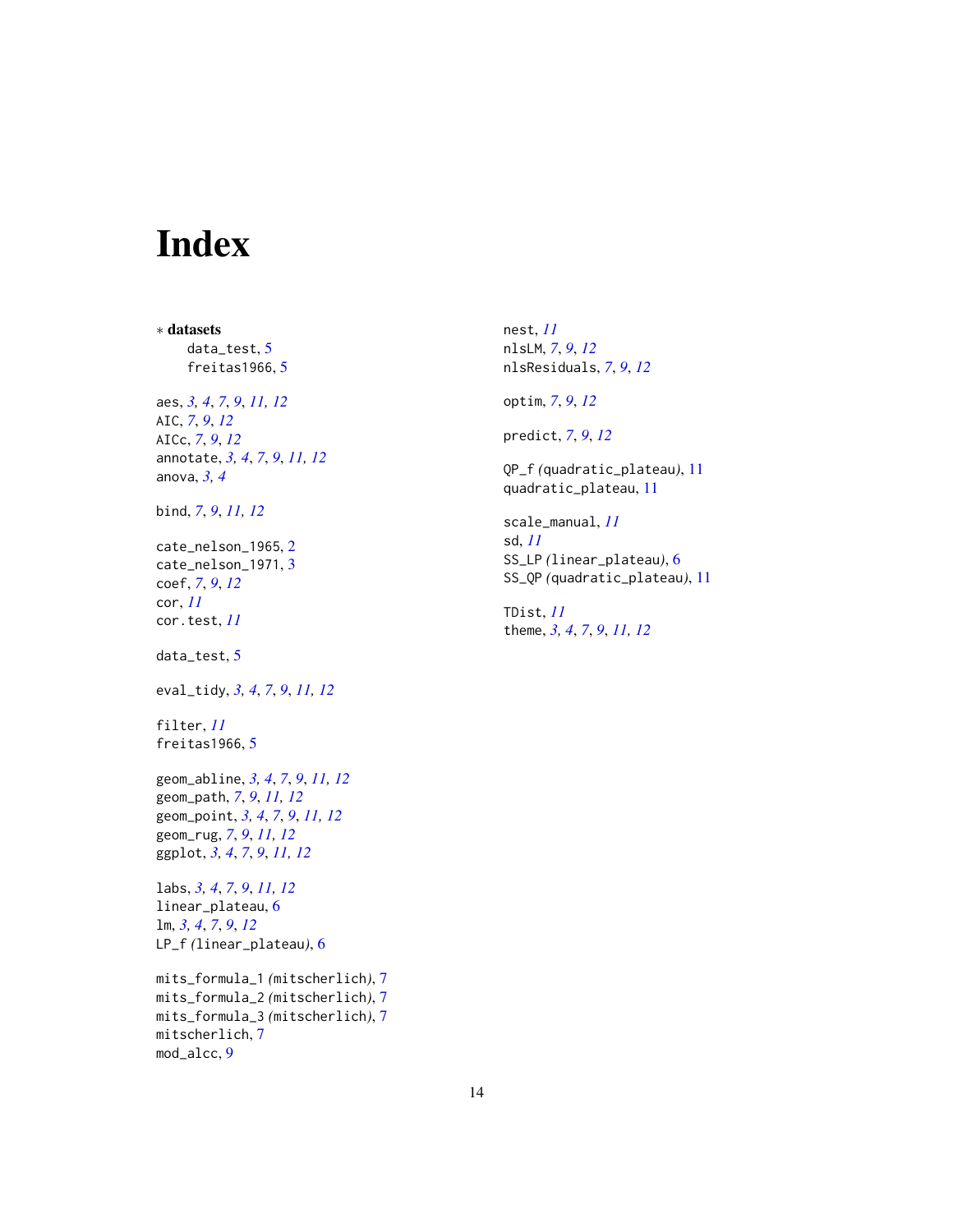# Index

∗ **datasets**
  data_test, 5
  freitas1966, 5

aes, *3, 4*, *7*, *9*, *11, 12*
AIC, *7*, *9*, *12*
AICc, *7*, *9*, *12*
annotate, *3, 4*, *7*, *9*, *11, 12*
anova, *3, 4*

bind, *7*, *9*, *11, 12*

cate_nelson_1965, 2
cate_nelson_1971, 3
coef, *7*, *9*, *12*
cor, *11*
cor.test, *11*

data_test, 5

eval_tidy, *3, 4*, *7*, *9*, *11, 12*

filter, *11*
freitas1966, 5

geom_abline, *3, 4*, *7*, *9*, *11, 12*
geom_path, *7*, *9*, *11, 12*
geom_point, *3, 4*, *7*, *9*, *11, 12*
geom_rug, *7*, *9*, *11, 12*
ggplot, *3, 4*, *7*, *9*, *11, 12*

labs, *3, 4*, *7*, *9*, *11, 12*
linear_plateau, 6
lm, *3, 4*, *7*, *9*, *12*
LP_f *(*linear_plateau*)*, 6

mits_formula_1 *(*mitscherlich*)*, 7
mits_formula_2 *(*mitscherlich*)*, 7
mits_formula_3 *(*mitscherlich*)*, 7
mitscherlich, 7
mod_alcc, 9

nest, *11*
nlsLM, *7*, *9*, *12*
nlsResiduals, *7*, *9*, *12*

optim, *7*, *9*, *12*

predict, *7*, *9*, *12*

QP_f *(*quadratic_plateau*)*, 11
quadratic_plateau, 11

scale_manual, *11*
sd, *11*
SS_LP *(*linear_plateau*)*, 6
SS_QP *(*quadratic_plateau*)*, 11

TDist, *11*
theme, *3, 4*, *7*, *9*, *11, 12*